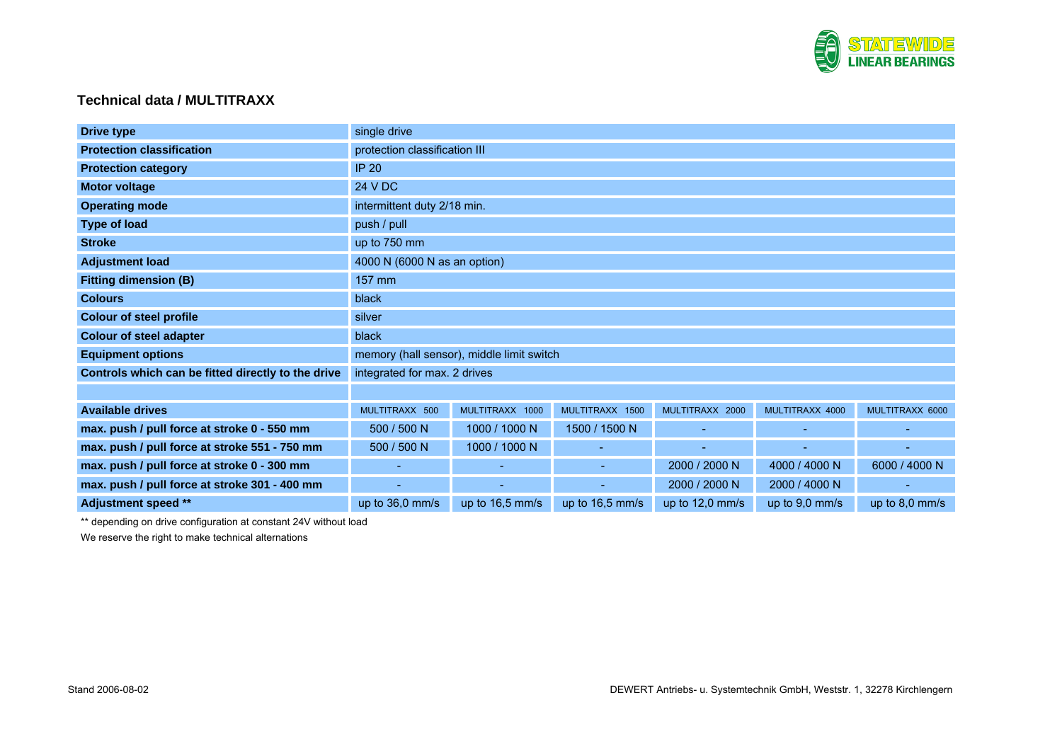## Technical data / MULTITRAXX

| | | | | | | |
|---|---|---|---|---|---|---|
| **Drive type** | single drive | | | | | |
| **Protection classification** | protection classification III | | | | | |
| **Protection category** | IP 20 | | | | | |
| **Motor voltage** | 24 V DC | | | | | |
| **Operating mode** | intermittent duty 2/18 min. | | | | | |
| **Type of load** | push / pull | | | | | |
| **Stroke** | up to 750 mm | | | | | |
| **Adjustment load** | 4000 N (6000 N as an option) | | | | | |
| **Fitting dimension (B)** | 157 mm | | | | | |
| **Colours** | black | | | | | |
| **Colour of steel profile** | silver | | | | | |
| **Colour of steel adapter** | black | | | | | |
| **Equipment options** | memory (hall sensor), middle limit switch | | | | | |
| **Controls which can be fitted directly to the drive** | integrated for max. 2 drives | | | | | |
| | | | | | | |
| **Available drives** | MULTITRAXX 500 | MULTITRAXX 1000 | MULTITRAXX 1500 | MULTITRAXX 2000 | MULTITRAXX 4000 | MULTITRAXX 6000 |
| **max. push / pull force at stroke 0 - 550 mm** | 500 / 500 N | 1000 / 1000 N | 1500 / 1500 N | - | - | - |
| **max. push / pull force at stroke 551 - 750 mm** | 500 / 500 N | 1000 / 1000 N | - | - | - | - |
| **max. push / pull force at stroke 0 - 300 mm** | - | - | - | 2000 / 2000 N | 4000 / 4000 N | 6000 / 4000 N |
| **max. push / pull force at stroke 301 - 400 mm** | - | - | - | 2000 / 2000 N | 2000 / 4000 N | - |
| **Adjustment speed \*\*** | up to 36,0 mm/s | up to 16,5 mm/s | up to 16,5 mm/s | up to 12,0 mm/s | up to 9,0 mm/s | up to 8,0 mm/s |

** depending on drive configuration at constant 24V without load

We reserve the right to make technical alternations

Stand 2006-08-02

DEWERT Antriebs- u. Systemtechnik GmbH, Weststr. 1, 32278 Kirchlengern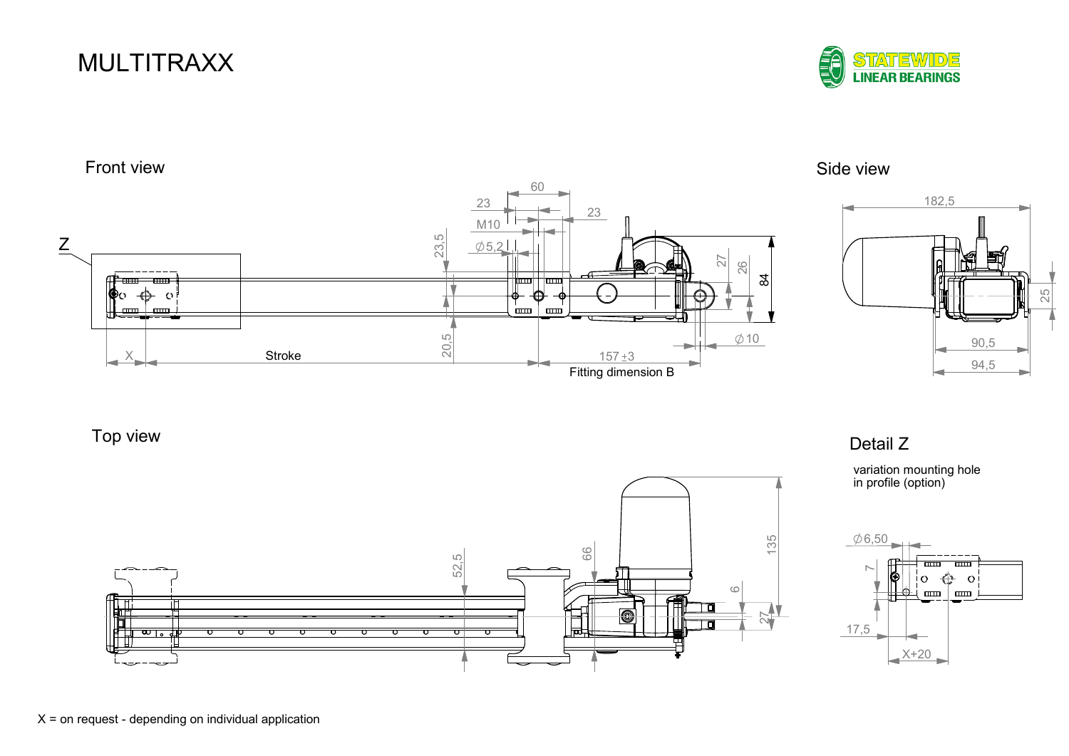# MULTITRAXX

STATEWIDE
LINEAR BEARINGS

## Front view

60
23
23
M10
$\varnothing$5,2
23,5
Z
27
26
84
$\varnothing$10
20,5
X
Stroke
157 ±3
Fitting dimension B

## Side view

182,5
25
90,5
94,5

## Top view

52,5
66
135
6
27

## Detail Z

variation mounting hole in profile (option)

$\varnothing$6,50
7
17,5
X+20

X = on request - depending on individual application